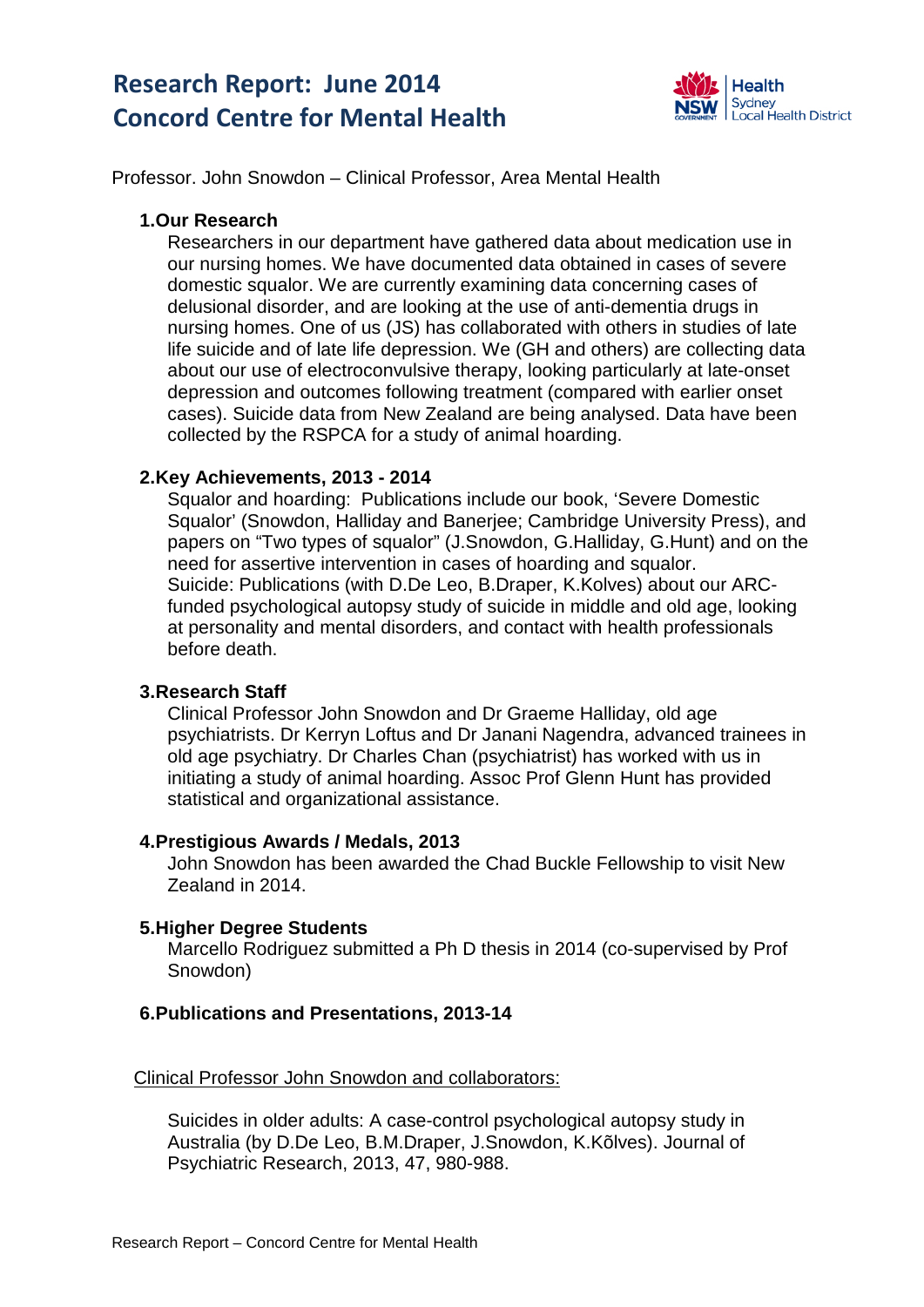# Research Report: June 2014
# Concord Centre for Mental Health

Professor. John Snowdon – Clinical Professor, Area Mental Health

### 1. Our Research

Researchers in our department have gathered data about medication use in our nursing homes. We have documented data obtained in cases of severe domestic squalor. We are currently examining data concerning cases of delusional disorder, and are looking at the use of anti-dementia drugs in nursing homes. One of us (JS) has collaborated with others in studies of late life suicide and of late life depression. We (GH and others) are collecting data about our use of electroconvulsive therapy, looking particularly at late-onset depression and outcomes following treatment (compared with earlier onset cases). Suicide data from New Zealand are being analysed. Data have been collected by the RSPCA for a study of animal hoarding.

### 2. Key Achievements, 2013 - 2014

Squalor and hoarding: Publications include our book, 'Severe Domestic Squalor' (Snowdon, Halliday and Banerjee; Cambridge University Press), and papers on "Two types of squalor" (J.Snowdon, G.Halliday, G.Hunt) and on the need for assertive intervention in cases of hoarding and squalor.

Suicide: Publications (with D.De Leo, B.Draper, K.Kolves) about our ARC-funded psychological autopsy study of suicide in middle and old age, looking at personality and mental disorders, and contact with health professionals before death.

### 3. Research Staff

Clinical Professor John Snowdon and Dr Graeme Halliday, old age psychiatrists. Dr Kerryn Loftus and Dr Janani Nagendra, advanced trainees in old age psychiatry. Dr Charles Chan (psychiatrist) has worked with us in initiating a study of animal hoarding. Assoc Prof Glenn Hunt has provided statistical and organizational assistance.

### 4. Prestigious Awards / Medals, 2013

John Snowdon has been awarded the Chad Buckle Fellowship to visit New Zealand in 2014.

### 5. Higher Degree Students

Marcello Rodriguez submitted a Ph D thesis in 2014 (co-supervised by Prof Snowdon)

### 6. Publications and Presentations, 2013-14

Clinical Professor John Snowdon and collaborators:

Suicides in older adults: A case-control psychological autopsy study in Australia (by D.De Leo, B.M.Draper, J.Snowdon, K.Kõlves). Journal of Psychiatric Research, 2013, 47, 980-988.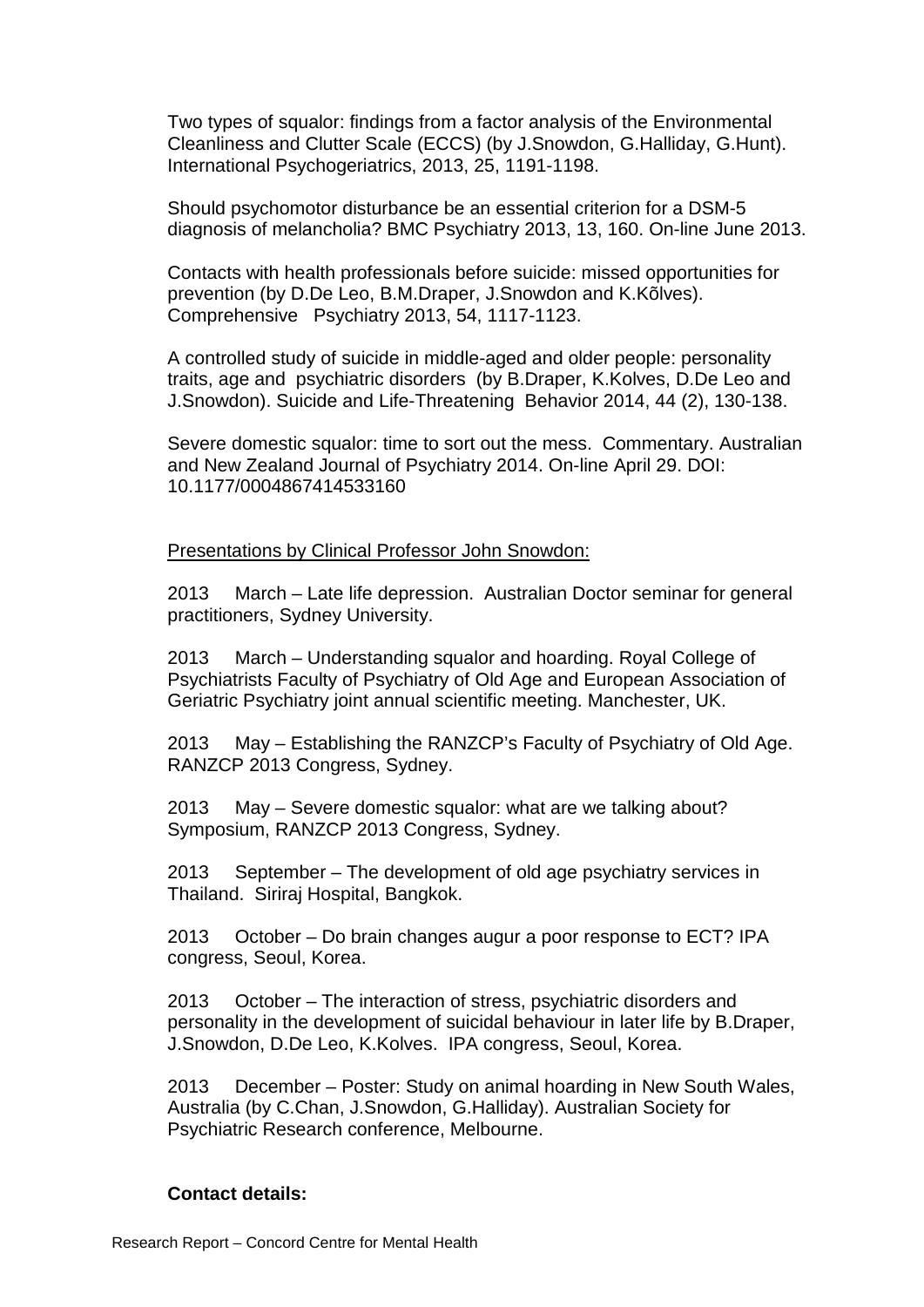Two types of squalor: findings from a factor analysis of the Environmental Cleanliness and Clutter Scale (ECCS) (by J.Snowdon, G.Halliday, G.Hunt). International Psychogeriatrics, 2013, 25, 1191-1198.

Should psychomotor disturbance be an essential criterion for a DSM-5 diagnosis of melancholia? BMC Psychiatry 2013, 13, 160. On-line June 2013.

Contacts with health professionals before suicide: missed opportunities for prevention (by D.De Leo, B.M.Draper, J.Snowdon and K.Kõlves). Comprehensive Psychiatry 2013, 54, 1117-1123.

A controlled study of suicide in middle-aged and older people: personality traits, age and psychiatric disorders (by B.Draper, K.Kolves, D.De Leo and J.Snowdon). Suicide and Life-Threatening Behavior 2014, 44 (2), 130-138.

Severe domestic squalor: time to sort out the mess. Commentary. Australian and New Zealand Journal of Psychiatry 2014. On-line April 29. DOI: 10.1177/0004867414533160

Presentations by Clinical Professor John Snowdon:

2013 March – Late life depression. Australian Doctor seminar for general practitioners, Sydney University.

2013 March – Understanding squalor and hoarding. Royal College of Psychiatrists Faculty of Psychiatry of Old Age and European Association of Geriatric Psychiatry joint annual scientific meeting. Manchester, UK.

2013 May – Establishing the RANZCP's Faculty of Psychiatry of Old Age. RANZCP 2013 Congress, Sydney.

2013 May – Severe domestic squalor: what are we talking about? Symposium, RANZCP 2013 Congress, Sydney.

2013 September – The development of old age psychiatry services in Thailand. Siriraj Hospital, Bangkok.

2013 October – Do brain changes augur a poor response to ECT? IPA congress, Seoul, Korea.

2013 October – The interaction of stress, psychiatric disorders and personality in the development of suicidal behaviour in later life by B.Draper, J.Snowdon, D.De Leo, K.Kolves. IPA congress, Seoul, Korea.

2013 December – Poster: Study on animal hoarding in New South Wales, Australia (by C.Chan, J.Snowdon, G.Halliday). Australian Society for Psychiatric Research conference, Melbourne.

**Contact details:**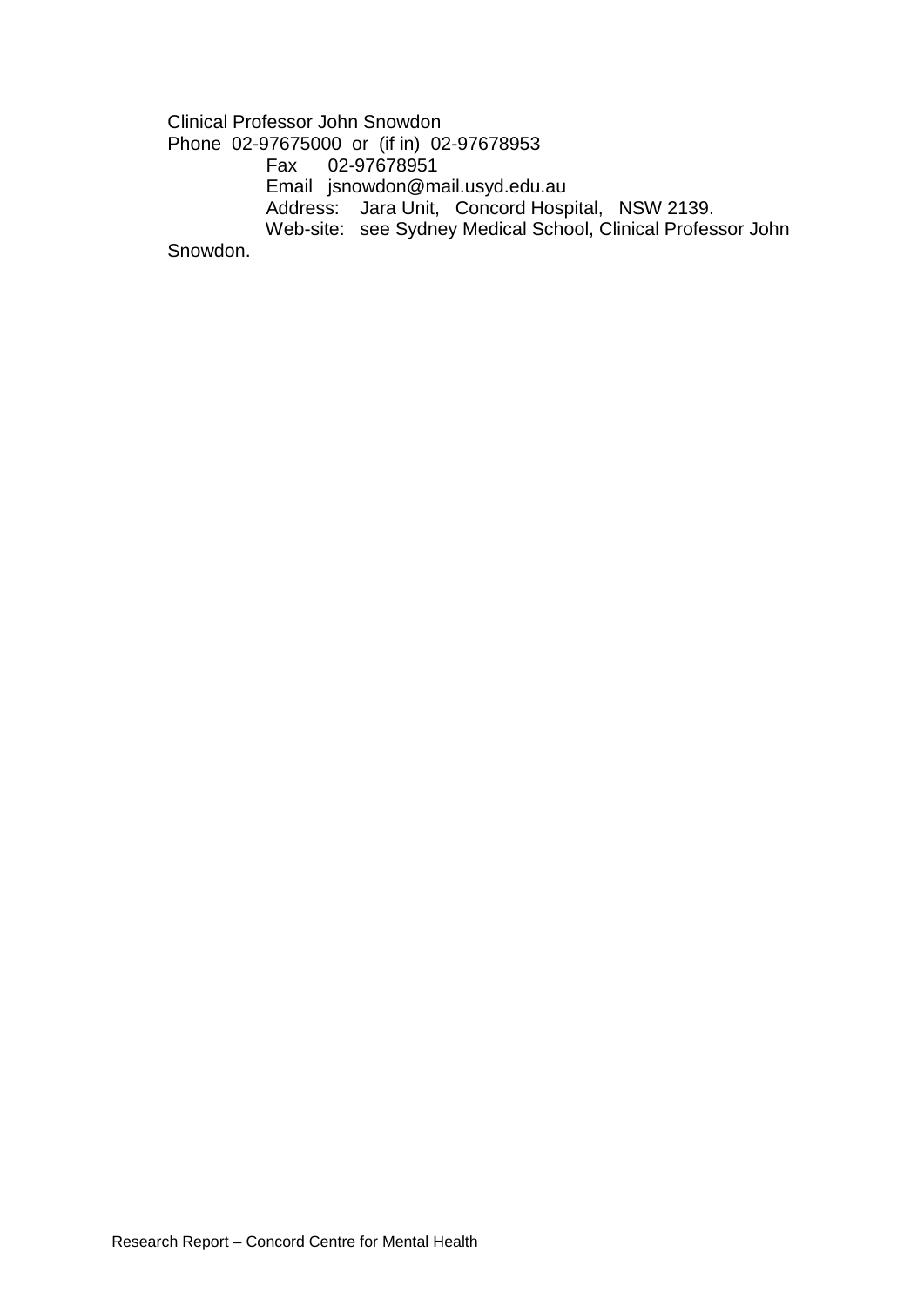Clinical Professor John Snowdon
Phone 02-97675000 or (if in) 02-97678953
Fax 02-97678951
Email jsnowdon@mail.usyd.edu.au
Address: Jara Unit, Concord Hospital, NSW 2139.
Web-site: see Sydney Medical School, Clinical Professor John Snowdon.